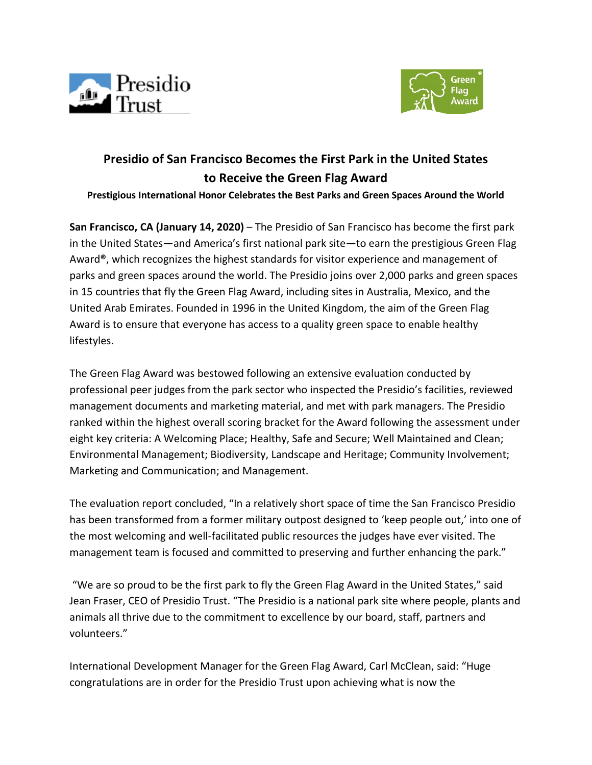# Presidio of San Francisco Becomes the First Park in the United States to Receive the Green Flag Award

**Prestigious International Honor Celebrates the Best Parks and Green Spaces Around the World**

**San Francisco, CA (January 14, 2020)** – The Presidio of San Francisco has become the first park in the United States—and America's first national park site—to earn the prestigious Green Flag Award**®**, which recognizes the highest standards for visitor experience and management of parks and green spaces around the world. The Presidio joins over 2,000 parks and green spaces in 15 countries that fly the Green Flag Award, including sites in Australia, Mexico, and the United Arab Emirates. Founded in 1996 in the United Kingdom, the aim of the Green Flag Award is to ensure that everyone has access to a quality green space to enable healthy lifestyles.

The Green Flag Award was bestowed following an extensive evaluation conducted by professional peer judges from the park sector who inspected the Presidio's facilities, reviewed management documents and marketing material, and met with park managers. The Presidio ranked within the highest overall scoring bracket for the Award following the assessment under eight key criteria: A Welcoming Place; Healthy, Safe and Secure; Well Maintained and Clean; Environmental Management; Biodiversity, Landscape and Heritage; Community Involvement; Marketing and Communication; and Management.

The evaluation report concluded, "In a relatively short space of time the San Francisco Presidio has been transformed from a former military outpost designed to 'keep people out,' into one of the most welcoming and well-facilitated public resources the judges have ever visited. The management team is focused and committed to preserving and further enhancing the park."

"We are so proud to be the first park to fly the Green Flag Award in the United States," said Jean Fraser, CEO of Presidio Trust. "The Presidio is a national park site where people, plants and animals all thrive due to the commitment to excellence by our board, staff, partners and volunteers."

International Development Manager for the Green Flag Award, Carl McClean, said: "Huge congratulations are in order for the Presidio Trust upon achieving what is now the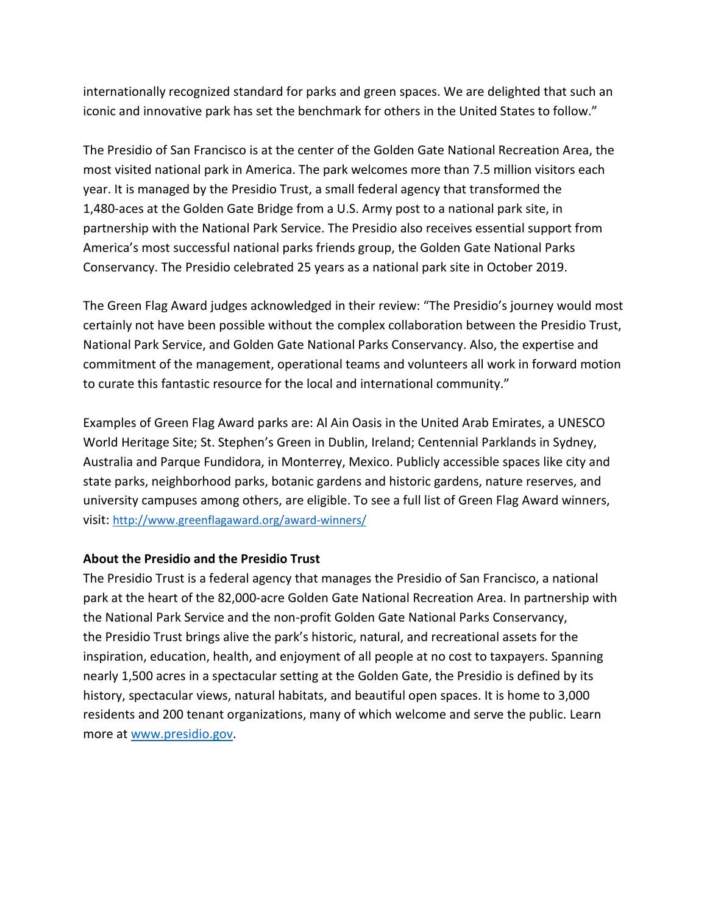internationally recognized standard for parks and green spaces. We are delighted that such an iconic and innovative park has set the benchmark for others in the United States to follow."

The Presidio of San Francisco is at the center of the Golden Gate National Recreation Area, the most visited national park in America. The park welcomes more than 7.5 million visitors each year. It is managed by the Presidio Trust, a small federal agency that transformed the 1,480-aces at the Golden Gate Bridge from a U.S. Army post to a national park site, in partnership with the National Park Service. The Presidio also receives essential support from America's most successful national parks friends group, the Golden Gate National Parks Conservancy. The Presidio celebrated 25 years as a national park site in October 2019.

The Green Flag Award judges acknowledged in their review: "The Presidio's journey would most certainly not have been possible without the complex collaboration between the Presidio Trust, National Park Service, and Golden Gate National Parks Conservancy. Also, the expertise and commitment of the management, operational teams and volunteers all work in forward motion to curate this fantastic resource for the local and international community."

Examples of Green Flag Award parks are: Al Ain Oasis in the United Arab Emirates, a UNESCO World Heritage Site; St. Stephen's Green in Dublin, Ireland; Centennial Parklands in Sydney, Australia and Parque Fundidora, in Monterrey, Mexico. Publicly accessible spaces like city and state parks, neighborhood parks, botanic gardens and historic gardens, nature reserves, and university campuses among others, are eligible. To see a full list of Green Flag Award winners, visit: http://www.greenflagaward.org/award-winners/

**About the Presidio and the Presidio Trust**

The Presidio Trust is a federal agency that manages the Presidio of San Francisco, a national park at the heart of the 82,000-acre Golden Gate National Recreation Area. In partnership with the National Park Service and the non-profit Golden Gate National Parks Conservancy, the Presidio Trust brings alive the park's historic, natural, and recreational assets for the inspiration, education, health, and enjoyment of all people at no cost to taxpayers. Spanning nearly 1,500 acres in a spectacular setting at the Golden Gate, the Presidio is defined by its history, spectacular views, natural habitats, and beautiful open spaces. It is home to 3,000 residents and 200 tenant organizations, many of which welcome and serve the public. Learn more at www.presidio.gov.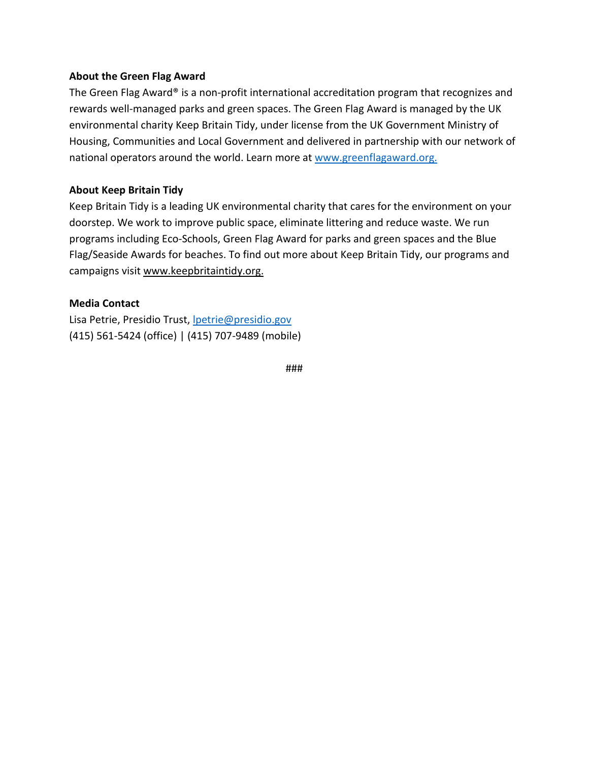**About the Green Flag Award**

The Green Flag Award® is a non-profit international accreditation program that recognizes and rewards well-managed parks and green spaces. The Green Flag Award is managed by the UK environmental charity Keep Britain Tidy, under license from the UK Government Ministry of Housing, Communities and Local Government and delivered in partnership with our network of national operators around the world. Learn more at www.greenflagaward.org.

**About Keep Britain Tidy**

Keep Britain Tidy is a leading UK environmental charity that cares for the environment on your doorstep. We work to improve public space, eliminate littering and reduce waste. We run programs including Eco-Schools, Green Flag Award for parks and green spaces and the Blue Flag/Seaside Awards for beaches. To find out more about Keep Britain Tidy, our programs and campaigns visit www.keepbritaintidy.org.

**Media Contact**

Lisa Petrie, Presidio Trust, lpetrie@presidio.gov
(415) 561-5424 (office) | (415) 707-9489 (mobile)

###